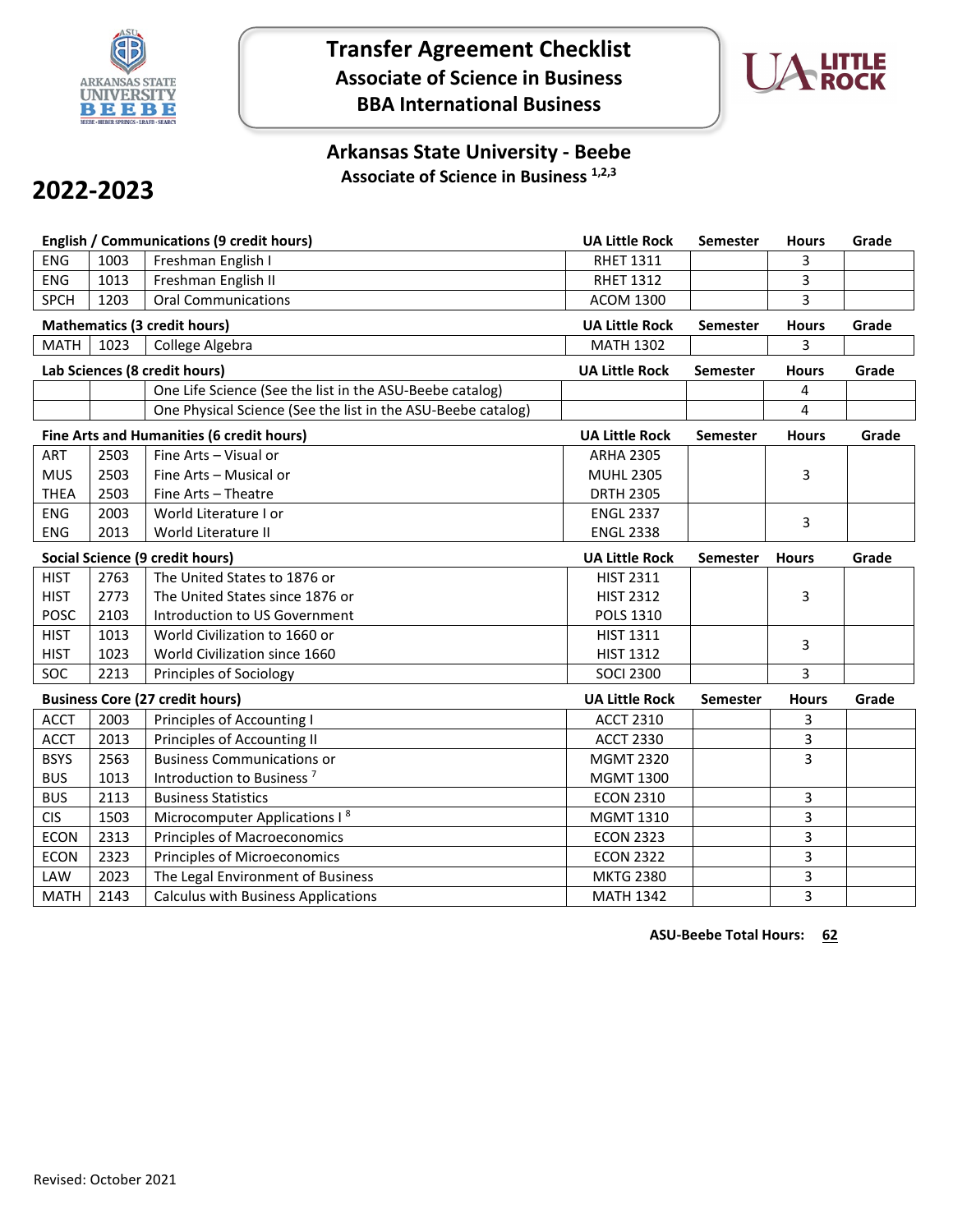# Transfer Agreement Checklist

## Associate of Science in Business

## BBA International Business

## Arkansas State University - Beebe

### Associate of Science in Business [1,2,3]

# 2022-2023

| English / Communications (9 credit hours) | | | UA Little Rock | Semester | Hours | Grade |
|---|---|---|---|---|---|---|
| ENG | 1003 | Freshman English I | RHET 1311 | | 3 | |
| ENG | 1013 | Freshman English II | RHET 1312 | | 3 | |
| SPCH | 1203 | Oral Communications | ACOM 1300 | | 3 | |

| Mathematics (3 credit hours) | | | UA Little Rock | Semester | Hours | Grade |
|---|---|---|---|---|---|---|
| MATH | 1023 | College Algebra | MATH 1302 | | 3 | |

| Lab Sciences (8 credit hours) | | | UA Little Rock | Semester | Hours | Grade |
|---|---|---|---|---|---|---|
| | | One Life Science (See the list in the ASU-Beebe catalog) | | | 4 | |
| | | One Physical Science (See the list in the ASU-Beebe catalog) | | | 4 | |

| Fine Arts and Humanities (6 credit hours) | | | UA Little Rock | Semester | Hours | Grade |
|---|---|---|---|---|---|---|
| ART | 2503 | Fine Arts – Visual or | ARHA 2305 | | | |
| MUS | 2503 | Fine Arts – Musical or | MUHL 2305 | | 3 | |
| THEA | 2503 | Fine Arts – Theatre | DRTH 2305 | | | |
| ENG | 2003 | World Literature I or | ENGL 2337 | | 3 | |
| ENG | 2013 | World Literature II | ENGL 2338 | | | |

| Social Science (9 credit hours) | | | UA Little Rock | Semester | Hours | Grade |
|---|---|---|---|---|---|---|
| HIST | 2763 | The United States to 1876 or | HIST 2311 | | | |
| HIST | 2773 | The United States since 1876 or | HIST 2312 | | 3 | |
| POSC | 2103 | Introduction to US Government | POLS 1310 | | | |
| HIST | 1013 | World Civilization to 1660 or | HIST 1311 | | 3 | |
| HIST | 1023 | World Civilization since 1660 | HIST 1312 | | | |
| SOC | 2213 | Principles of Sociology | SOCI 2300 | | 3 | |

| Business Core (27 credit hours) | | | UA Little Rock | Semester | Hours | Grade |
|---|---|---|---|---|---|---|
| ACCT | 2003 | Principles of Accounting I | ACCT 2310 | | 3 | |
| ACCT | 2013 | Principles of Accounting II | ACCT 2330 | | 3 | |
| BSYS | 2563 | Business Communications or | MGMT 2320 | | 3 | |
| BUS | 1013 | Introduction to Business [7] | MGMT 1300 | | | |
| BUS | 2113 | Business Statistics | ECON 2310 | | 3 | |
| CIS | 1503 | Microcomputer Applications I [8] | MGMT 1310 | | 3 | |
| ECON | 2313 | Principles of Macroeconomics | ECON 2323 | | 3 | |
| ECON | 2323 | Principles of Microeconomics | ECON 2322 | | 3 | |
| LAW | 2023 | The Legal Environment of Business | MKTG 2380 | | 3 | |
| MATH | 2143 | Calculus with Business Applications | MATH 1342 | | 3 | |

**ASU-Beebe Total Hours: 62**

Revised: October 2021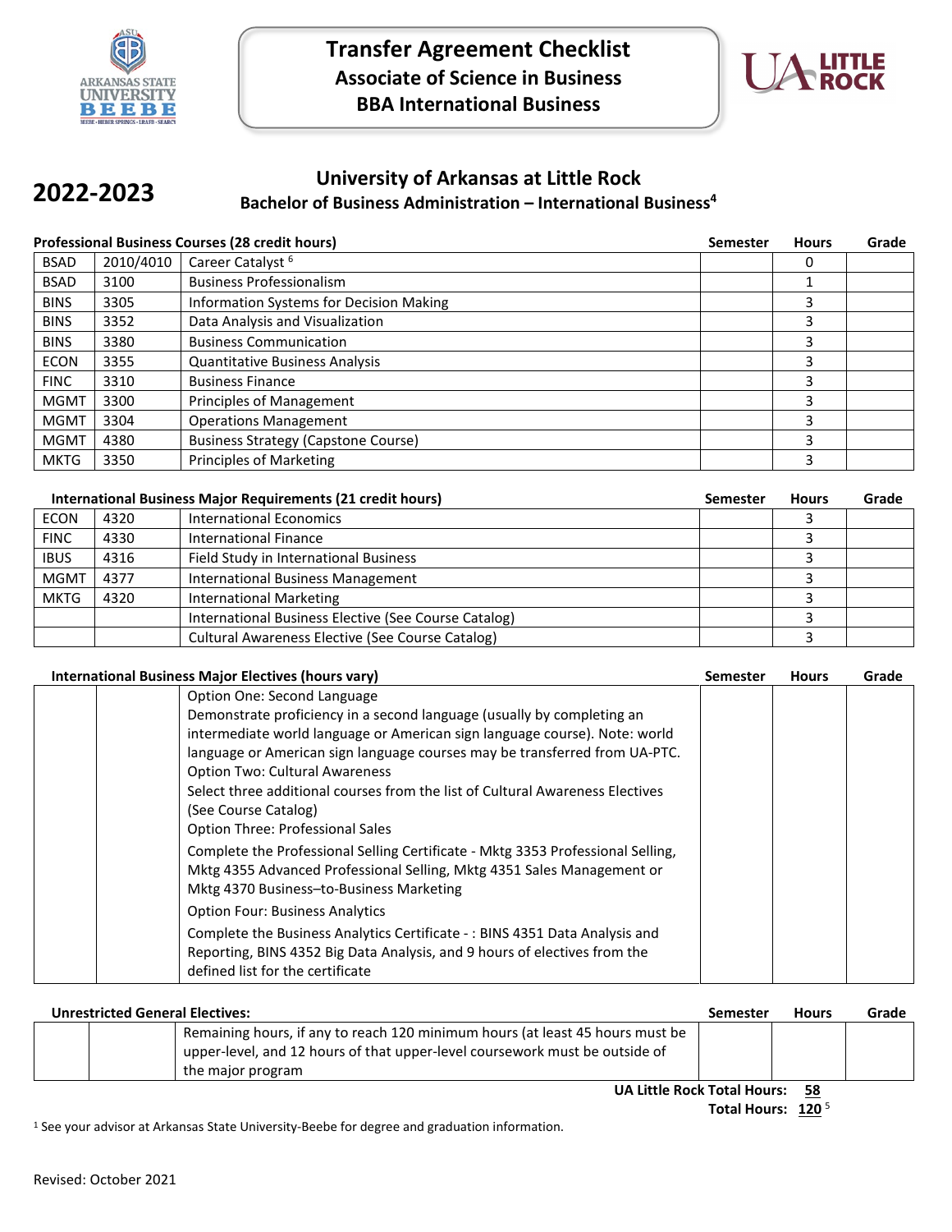# Transfer Agreement Checklist
## Associate of Science in Business
## BBA International Business

**2022-2023**

## University of Arkansas at Little Rock
### Bachelor of Business Administration – International Business[4]

| Professional Business Courses (28 credit hours) | | | Semester | Hours | Grade |
|---|---|---|---|---|---|
| BSAD | 2010/4010 | Career Catalyst [6] | | 0 | |
| BSAD | 3100 | Business Professionalism | | 1 | |
| BINS | 3305 | Information Systems for Decision Making | | 3 | |
| BINS | 3352 | Data Analysis and Visualization | | 3 | |
| BINS | 3380 | Business Communication | | 3 | |
| ECON | 3355 | Quantitative Business Analysis | | 3 | |
| FINC | 3310 | Business Finance | | 3 | |
| MGMT | 3300 | Principles of Management | | 3 | |
| MGMT | 3304 | Operations Management | | 3 | |
| MGMT | 4380 | Business Strategy (Capstone Course) | | 3 | |
| MKTG | 3350 | Principles of Marketing | | 3 | |

| International Business Major Requirements (21 credit hours) | | | Semester | Hours | Grade |
|---|---|---|---|---|---|
| ECON | 4320 | International Economics | | 3 | |
| FINC | 4330 | International Finance | | 3 | |
| IBUS | 4316 | Field Study in International Business | | 3 | |
| MGMT | 4377 | International Business Management | | 3 | |
| MKTG | 4320 | International Marketing | | 3 | |
| | | International Business Elective (See Course Catalog) | | 3 | |
| | | Cultural Awareness Elective (See Course Catalog) | | 3 | |

| International Business Major Electives (hours vary) | | | Semester | Hours | Grade |
|---|---|---|---|---|---|
| | | Option One: Second Language<br>Demonstrate proficiency in a second language (usually by completing an intermediate world language or American sign language course). Note: world language or American sign language courses may be transferred from UA-PTC.<br>Option Two: Cultural Awareness<br>Select three additional courses from the list of Cultural Awareness Electives (See Course Catalog)<br>Option Three: Professional Sales<br>Complete the Professional Selling Certificate - Mktg 3353 Professional Selling, Mktg 4355 Advanced Professional Selling, Mktg 4351 Sales Management or Mktg 4370 Business–to-Business Marketing<br>Option Four: Business Analytics<br>Complete the Business Analytics Certificate - : BINS 4351 Data Analysis and Reporting, BINS 4352 Big Data Analysis, and 9 hours of electives from the defined list for the certificate | | | |

| Unrestricted General Electives: | | | Semester | Hours | Grade |
|---|---|---|---|---|---|
| | | Remaining hours, if any to reach 120 minimum hours (at least 45 hours must be upper-level, and 12 hours of that upper-level coursework must be outside of the major program | | | |

**UA Little Rock Total Hours: 58**

**Total Hours: 120** [5]

[1] See your advisor at Arkansas State University-Beebe for degree and graduation information.

Revised: October 2021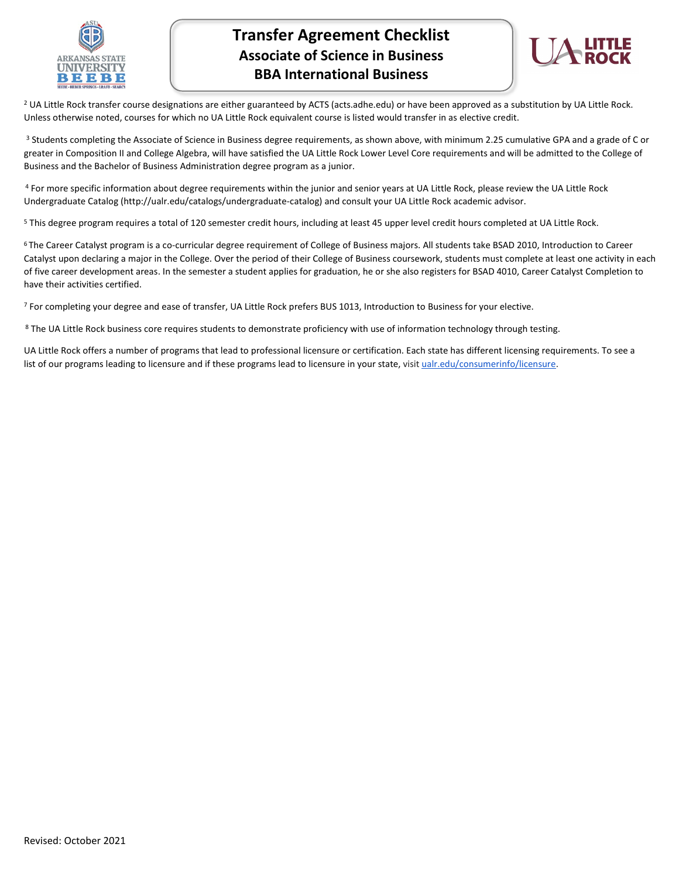# Transfer Agreement Checklist

## Associate of Science in Business

## BBA International Business

[2] UA Little Rock transfer course designations are either guaranteed by ACTS (acts.adhe.edu) or have been approved as a substitution by UA Little Rock. Unless otherwise noted, courses for which no UA Little Rock equivalent course is listed would transfer in as elective credit.

[3] Students completing the Associate of Science in Business degree requirements, as shown above, with minimum 2.25 cumulative GPA and a grade of C or greater in Composition II and College Algebra, will have satisfied the UA Little Rock Lower Level Core requirements and will be admitted to the College of Business and the Bachelor of Business Administration degree program as a junior.

[4] For more specific information about degree requirements within the junior and senior years at UA Little Rock, please review the UA Little Rock Undergraduate Catalog (http://ualr.edu/catalogs/undergraduate-catalog) and consult your UA Little Rock academic advisor.

[5] This degree program requires a total of 120 semester credit hours, including at least 45 upper level credit hours completed at UA Little Rock.

[6] The Career Catalyst program is a co-curricular degree requirement of College of Business majors. All students take BSAD 2010, Introduction to Career Catalyst upon declaring a major in the College. Over the period of their College of Business coursework, students must complete at least one activity in each of five career development areas. In the semester a student applies for graduation, he or she also registers for BSAD 4010, Career Catalyst Completion to have their activities certified.

[7] For completing your degree and ease of transfer, UA Little Rock prefers BUS 1013, Introduction to Business for your elective.

[8] The UA Little Rock business core requires students to demonstrate proficiency with use of information technology through testing.

UA Little Rock offers a number of programs that lead to professional licensure or certification. Each state has different licensing requirements. To see a list of our programs leading to licensure and if these programs lead to licensure in your state, visit ualr.edu/consumerinfo/licensure.

Revised: October 2021